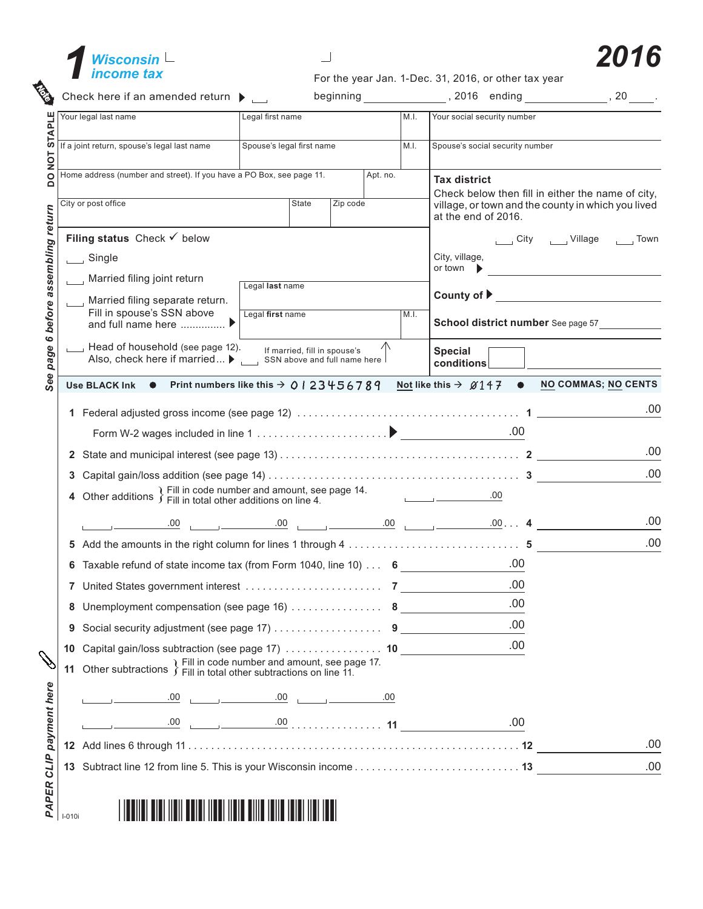# 1 Wisconsin income tax

# 2016

For the year Jan. 1-Dec. 31, 2016, or other tax year beginning ______________ , 2016 ending ______________ , 20 ____ .

Check here if an amended return ▶ ☐

DO NOT STAPLE

See page 6 before assembling return

PAPER CLIP payment here

| Your legal last name | Legal first name | M.I. | Your social security number |
|---|---|---|---|
| If a joint return, spouse's legal last name | Spouse's legal first name | M.I. | Spouse's social security number |

| Home address (number and street). If you have a PO Box, see page 11. | Apt. no. |
|---|---|
| City or post office | State | Zip code |

**Tax district**
Check below then fill in either the name of city, village, or town and the county in which you lived at the end of 2016.

☐ City ☐ Village ☐ Town

City, village, or town ▶ ______________

**County of** ▶ ______________

**School district number** See page 57 ______________

**Special conditions** ______________

**Filing status** Check ✓ below

- ☐ Single
- ☐ Married filing joint return
- ☐ Married filing separate return. Fill in spouse's SSN above and full name here ............... ▶ Legal **last** name ______ Legal **first** name ______ M.I. ______
- ☐ Head of household (see page 12). Also, check here if married... ▶ ☐ If married, fill in spouse's SSN above and full name here

Use BLACK Ink ● Print numbers like this → 0123456789 Not like this → Ø147 ● NO COMMAS; NO CENTS

1 Federal adjusted gross income (see page 12) .......................................... 1 ______ .00

Form W-2 wages included in line 1 ........................ ▶ ______ .00

2 State and municipal interest (see page 13) .......................................... 2 ______ .00

3 Capital gain/loss addition (see page 14) .......................................... 3 ______ .00

4 Other additions } Fill in code number and amount, see page 14. Fill in total other additions on line 4. ____ ______ .00

____ ______ .00 ____ ______ .00 ____ ______ .00 ____ ______ .00 . . . 4 ______ .00

5 Add the amounts in the right column for lines 1 through 4 .............................. 5 ______ .00

6 Taxable refund of state income tax (from Form 1040, line 10) . . . 6 ______ .00

7 United States government interest ........................ 7 ______ .00

8 Unemployment compensation (see page 16) ................ 8 ______ .00

9 Social security adjustment (see page 17) .................. 9 ______ .00

10 Capital gain/loss subtraction (see page 17) ................. 10 ______ .00

11 Other subtractions } Fill in code number and amount, see page 17. Fill in total other subtractions on line 11.

____ ______ .00 ____ ______ .00 ____ ______ .00

____ ______ .00 ____ ______ .00 ................ 11 ______ .00

12 Add lines 6 through 11 .......................................................... 12 ______ .00

13 Subtract line 12 from line 5. This is your Wisconsin income ........................... 13 ______ .00

I-010i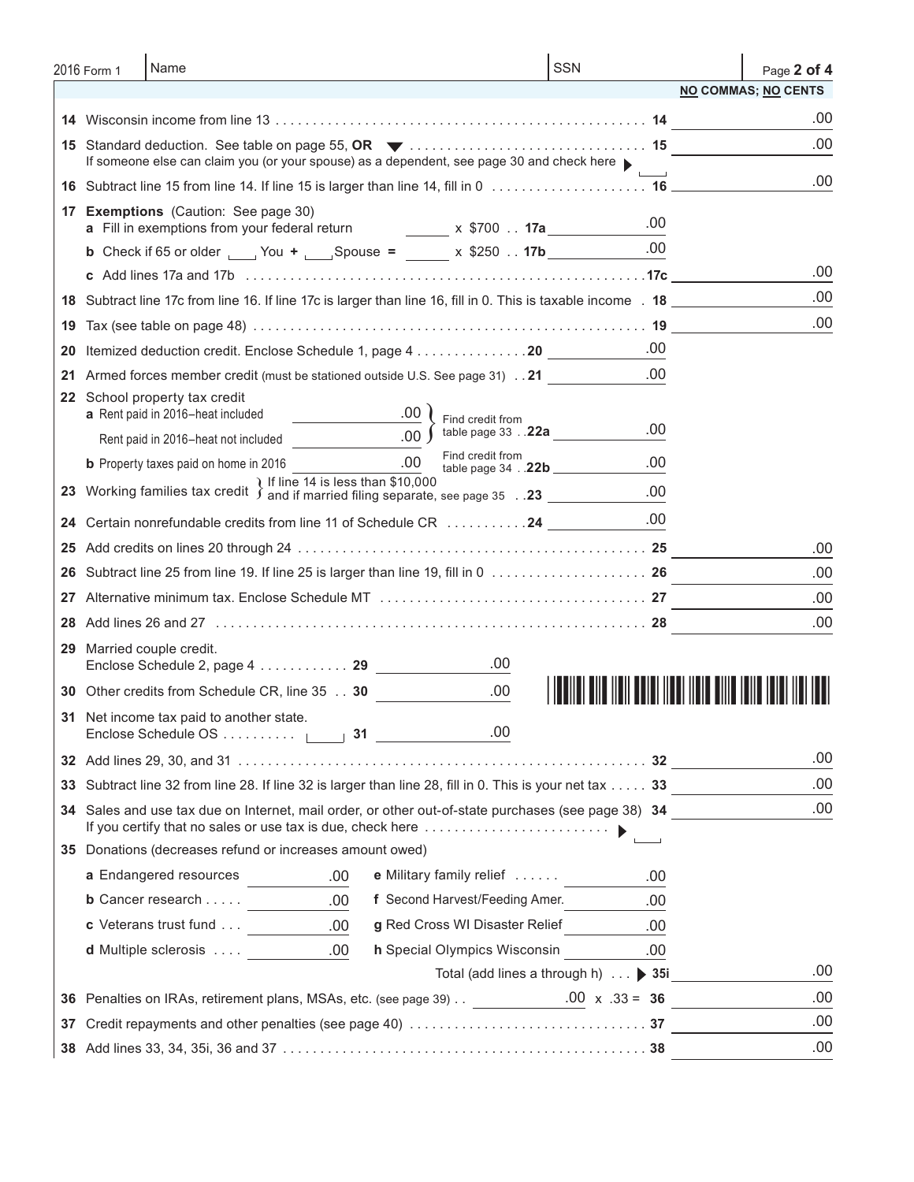2016 Form 1 | Name | SSN

**NO COMMAS; NO CENTS**

| Line | Description | Amount |
|---|---|---|
| 14 | Wisconsin income from line 13 . . . . . 14 | .00 |
| 15 | Standard deduction. See table on page 55, **OR** ▼ . . . . . 15<br>If someone else can claim you (or your spouse) as a dependent, see page 30 and check here ▶ ☐ | .00 |
| 16 | Subtract line 15 from line 14. If line 15 is larger than line 14, fill in 0 . . . . . 16 | .00 |
| 17 | **Exemptions** (Caution: See page 30) | |
| | **a** Fill in exemptions from your federal return ______ x $700 . . **17a** ______ .00 | |
| | **b** Check if 65 or older ☐ You **+** ☐ Spouse **=** ______ x $250 . . **17b** ______ .00 | |
| | **c** Add lines 17a and 17b . . . . . **17c** | .00 |
| 18 | Subtract line 17c from line 16. If line 17c is larger than line 16, fill in 0. This is taxable income . **18** | .00 |
| 19 | Tax (see table on page 48) . . . . . **19** | .00 |
| 20 | Itemized deduction credit. Enclose Schedule 1, page 4 . . . . . **20** ______ .00 | |
| 21 | Armed forces member credit (must be stationed outside U.S. See page 31) . . **21** ______ .00 | |
| 22 | School property tax credit | |
| | **a** Rent paid in 2016–heat included ______ .00<br>Rent paid in 2016–heat not included ______ .00<br>} Find credit from table page 33 . . **22a** ______ .00 | |
| | **b** Property taxes paid on home in 2016 ______ .00 Find credit from table page 34 . . **22b** ______ .00 | |
| 23 | Working families tax credit } If line 14 is less than $10,000 and if married filing separate, see page 35 . . **23** ______ .00 | |
| 24 | Certain nonrefundable credits from line 11 of Schedule CR . . . . . **24** ______ .00 | |
| 25 | Add credits on lines 20 through 24 . . . . . **25** | .00 |
| 26 | Subtract line 25 from line 19. If line 25 is larger than line 19, fill in 0 . . . . . **26** | .00 |
| 27 | Alternative minimum tax. Enclose Schedule MT . . . . . **27** | .00 |
| 28 | Add lines 26 and 27 . . . . . **28** | .00 |
| 29 | Married couple credit.<br>Enclose Schedule 2, page 4 . . . . . **29** ______ .00 | |
| 30 | Other credits from Schedule CR, line 35 . . **30** ______ .00 | |
| 31 | Net income tax paid to another state.<br>Enclose Schedule OS . . . . . ☐ **31** ______ .00 | |
| 32 | Add lines 29, 30, and 31 . . . . . **32** | .00 |
| 33 | Subtract line 32 from line 28. If line 32 is larger than line 28, fill in 0. This is your net tax . . . . . **33** | .00 |
| 34 | Sales and use tax due on Internet, mail order, or other out-of-state purchases (see page 38) **34**<br>If you certify that no sales or use tax is due, check here . . . . . ▶ ☐ | .00 |
| 35 | Donations (decreases refund or increases amount owed) | |
| | **a** Endangered resources ______ .00 &nbsp; **e** Military family relief . . . . . ______ .00 | |
| | **b** Cancer research . . . . . ______ .00 &nbsp; **f** Second Harvest/Feeding Amer. ______ .00 | |
| | **c** Veterans trust fund . . . ______ .00 &nbsp; **g** Red Cross WI Disaster Relief ______ .00 | |
| | **d** Multiple sclerosis . . . . ______ .00 &nbsp; **h** Special Olympics Wisconsin ______ .00 | |
| | Total (add lines a through h) . . . ▶ **35i** | .00 |
| 36 | Penalties on IRAs, retirement plans, MSAs, etc. (see page 39) . . ______ .00 x .33 = **36** | .00 |
| 37 | Credit repayments and other penalties (see page 40) . . . . . **37** | .00 |
| 38 | Add lines 33, 34, 35i, 36 and 37 . . . . . **38** | .00 |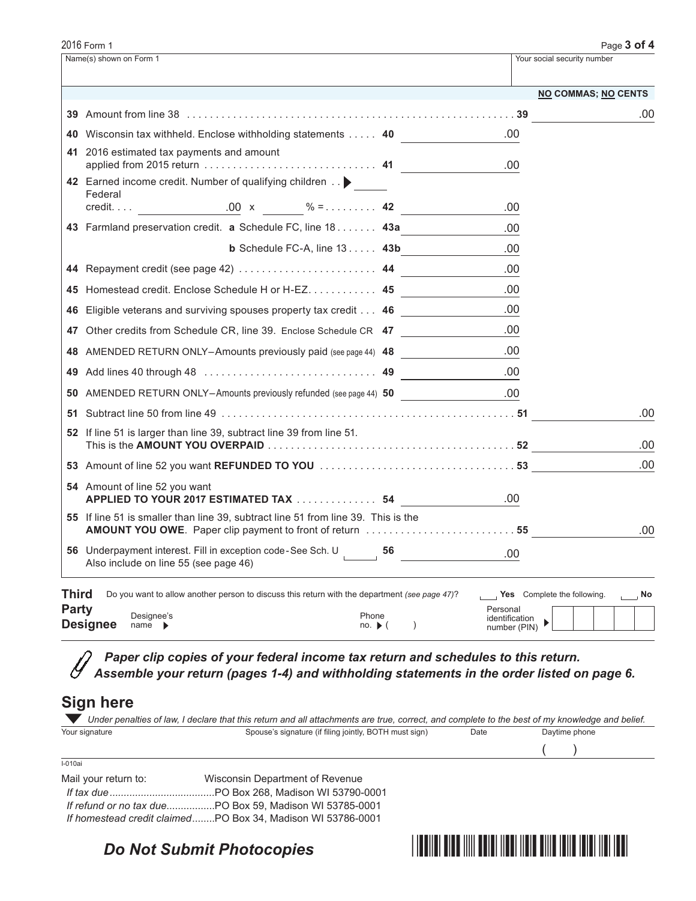2016 Form 1

Name(s) shown on Form 1 | Your social security number

**NO COMMAS; NO CENTS**

| Line | Description | | Amount | | Amount |
|---|---|---|---|---|---|
| 39 | Amount from line 38 | | | 39 | .00 |
| 40 | Wisconsin tax withheld. Enclose withholding statements | 40 | .00 | | |
| 41 | 2016 estimated tax payments and amount applied from 2015 return | 41 | .00 | | |
| 42 | Earned income credit. Number of qualifying children ▶ ____ Federal credit. . . . ________ .00 x ______ % = | 42 | .00 | | |
| 43 | Farmland preservation credit. **a** Schedule FC, line 18 | 43a | .00 | | |
| | **b** Schedule FC-A, line 13 | 43b | .00 | | |
| 44 | Repayment credit (see page 42) | 44 | .00 | | |
| 45 | Homestead credit. Enclose Schedule H or H-EZ | 45 | .00 | | |
| 46 | Eligible veterans and surviving spouses property tax credit | 46 | .00 | | |
| 47 | Other credits from Schedule CR, line 39. Enclose Schedule CR | 47 | .00 | | |
| 48 | AMENDED RETURN ONLY–Amounts previously paid (see page 44) | 48 | .00 | | |
| 49 | Add lines 40 through 48 | 49 | .00 | | |
| 50 | AMENDED RETURN ONLY–Amounts previously refunded (see page 44) | 50 | .00 | | |
| 51 | Subtract line 50 from line 49 | | | 51 | .00 |
| 52 | If line 51 is larger than line 39, subtract line 39 from line 51. This is the **AMOUNT YOU OVERPAID** | | | 52 | .00 |
| 53 | Amount of line 52 you want **REFUNDED TO YOU** | | | 53 | .00 |
| 54 | Amount of line 52 you want **APPLIED TO YOUR 2017 ESTIMATED TAX** | 54 | .00 | | |
| 55 | If line 51 is smaller than line 39, subtract line 51 from line 39. This is the **AMOUNT YOU OWE**. Paper clip payment to front of return | | | 55 | .00 |
| 56 | Underpayment interest. Fill in exception code-See Sch. U ____ Also include on line 55 (see page 46) | 56 | .00 | | |

**Third Party Designee**

Do you want to allow another person to discuss this return with the department *(see page 47)*? ☐ **Yes** Complete the following. ☐ **No**

Designee's name ▶ ______ Phone no. ▶ ( ) ______ Personal identification number (PIN) ▶ ☐☐☐☐☐

***Paper clip copies of your federal income tax return and schedules to this return. Assemble your return (pages 1-4) and withholding statements in the order listed on page 6.***

## Sign here

*Under penalties of law, I declare that this return and all attachments are true, correct, and complete to the best of my knowledge and belief.*

| Your signature | Spouse's signature (if filing jointly, BOTH must sign) | Date | Daytime phone |
|---|---|---|---|
| | | | ( ) |

I-010ai

Mail your return to: Wisconsin Department of Revenue

*If tax due*....................................PO Box 268, Madison WI 53790-0001

*If refund or no tax due*.................PO Box 59, Madison WI 53785-0001

*If homestead credit claimed*........PO Box 34, Madison WI 53786-0001

***Do Not Submit Photocopies***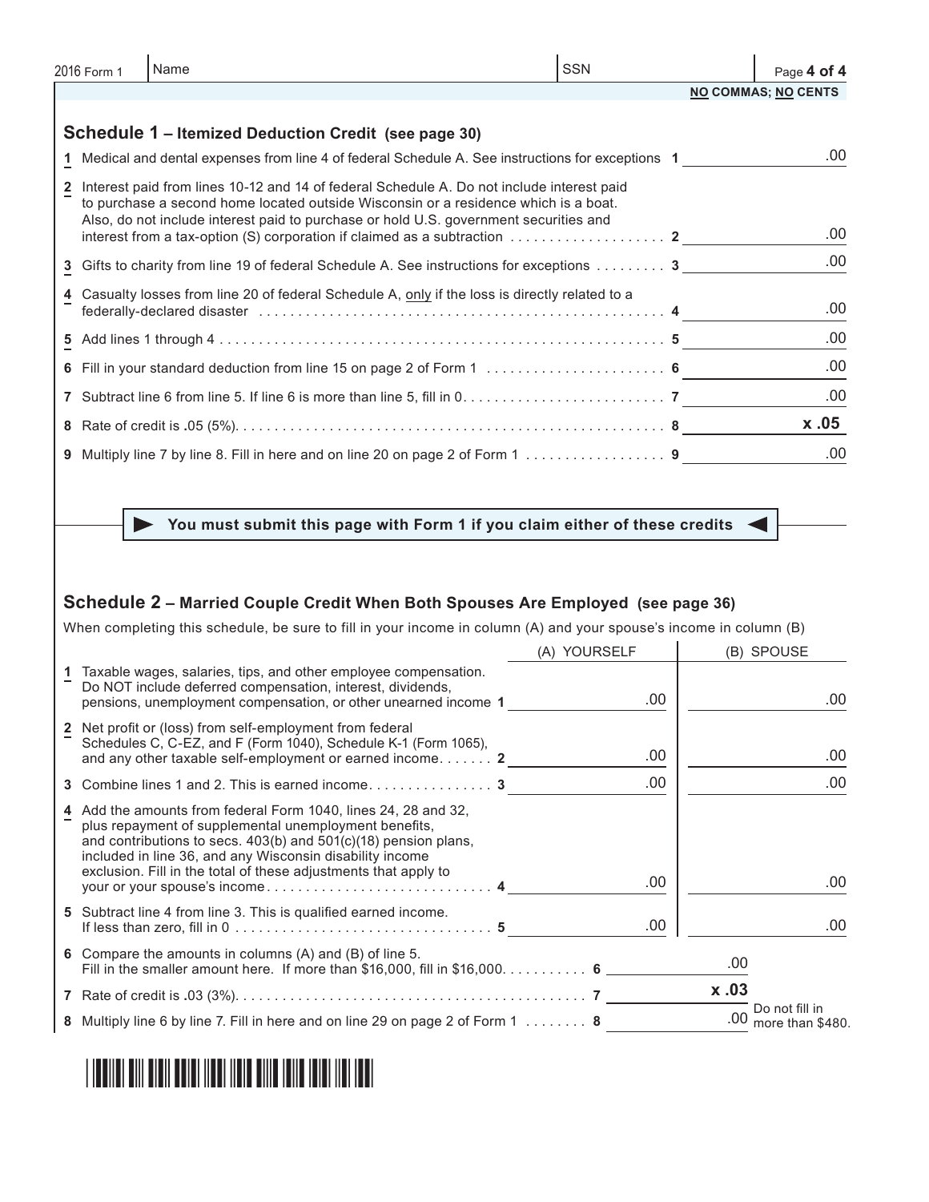2016 Form 1 | Name | SSN

**NO COMMAS; NO CENTS**

## Schedule 1 – Itemized Deduction Credit (see page 30)

| | | | |
|---|---|---|---|
| 1 | Medical and dental expenses from line 4 of federal Schedule A. See instructions for exceptions | 1 | .00 |
| 2 | Interest paid from lines 10-12 and 14 of federal Schedule A. Do not include interest paid to purchase a second home located outside Wisconsin or a residence which is a boat. Also, do not include interest paid to purchase or hold U.S. government securities and interest from a tax-option (S) corporation if claimed as a subtraction | 2 | .00 |
| 3 | Gifts to charity from line 19 of federal Schedule A. See instructions for exceptions | 3 | .00 |
| 4 | Casualty losses from line 20 of federal Schedule A, only if the loss is directly related to a federally-declared disaster | 4 | .00 |
| 5 | Add lines 1 through 4 | 5 | .00 |
| 6 | Fill in your standard deduction from line 15 on page 2 of Form 1 | 6 | .00 |
| 7 | Subtract line 6 from line 5. If line 6 is more than line 5, fill in 0 | 7 | .00 |
| 8 | Rate of credit is .05 (5%) | 8 | x .05 |
| 9 | Multiply line 7 by line 8. Fill in here and on line 20 on page 2 of Form 1 | 9 | .00 |

**You must submit this page with Form 1 if you claim either of these credits**

## Schedule 2 – Married Couple Credit When Both Spouses Are Employed (see page 36)

When completing this schedule, be sure to fill in your income in column (A) and your spouse's income in column (B)

| | | | (A) YOURSELF | (B) SPOUSE |
|---|---|---|---|---|
| 1 | Taxable wages, salaries, tips, and other employee compensation. Do NOT include deferred compensation, interest, dividends, pensions, unemployment compensation, or other unearned income | 1 | .00 | .00 |
| 2 | Net profit or (loss) from self-employment from federal Schedules C, C-EZ, and F (Form 1040), Schedule K-1 (Form 1065), and any other taxable self-employment or earned income | 2 | .00 | .00 |
| 3 | Combine lines 1 and 2. This is earned income | 3 | .00 | .00 |
| 4 | Add the amounts from federal Form 1040, lines 24, 28 and 32, plus repayment of supplemental unemployment benefits, and contributions to secs. 403(b) and 501(c)(18) pension plans, included in line 36, and any Wisconsin disability income exclusion. Fill in the total of these adjustments that apply to your or your spouse's income | 4 | .00 | .00 |
| 5 | Subtract line 4 from line 3. This is qualified earned income. If less than zero, fill in 0 | 5 | .00 | .00 |

| | | | |
|---|---|---|---|
| 6 | Compare the amounts in columns (A) and (B) of line 5. Fill in the smaller amount here. If more than $16,000, fill in $16,000 | 6 | .00 |
| 7 | Rate of credit is .03 (3%) | 7 | x .03 |
| 8 | Multiply line 6 by line 7. Fill in here and on line 29 on page 2 of Form 1 | 8 | .00 Do not fill in more than $480. |